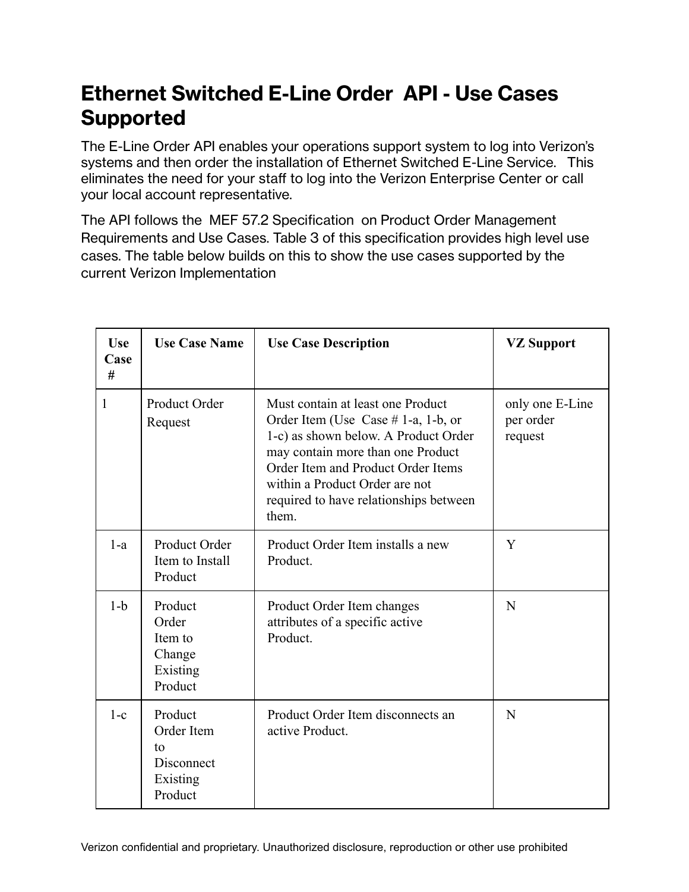# Ethernet Switched E-Line Order API - Use Cases Supported

The E-Line Order API enables your operations support system to log into Verizon's systems and then order the installation of Ethernet Switched E-Line Service. This eliminates the need for your staff to log into the Verizon Enterprise Center or call your local account representative.

The API follows the MEF 57.2 Specification on Product Order Management Requirements and Use Cases. Table 3 of this specification provides high level use cases. The table below builds on this to show the use cases supported by the current Verizon Implementation

| Use Case # | Use Case Name | Use Case Description | VZ Support |
|---|---|---|---|
| 1 | Product Order Request | Must contain at least one Product Order Item (Use Case # 1-a, 1-b, or 1-c) as shown below. A Product Order may contain more than one Product Order Item and Product Order Items within a Product Order are not required to have relationships between them. | only one E-Line per order request |
| 1-a | Product Order Item to Install Product | Product Order Item installs a new Product. | Y |
| 1-b | Product Order Item to Change Existing Product | Product Order Item changes attributes of a specific active Product. | N |
| 1-c | Product Order Item to Disconnect Existing Product | Product Order Item disconnects an active Product. | N |

Verizon confidential and proprietary. Unauthorized disclosure, reproduction or other use prohibited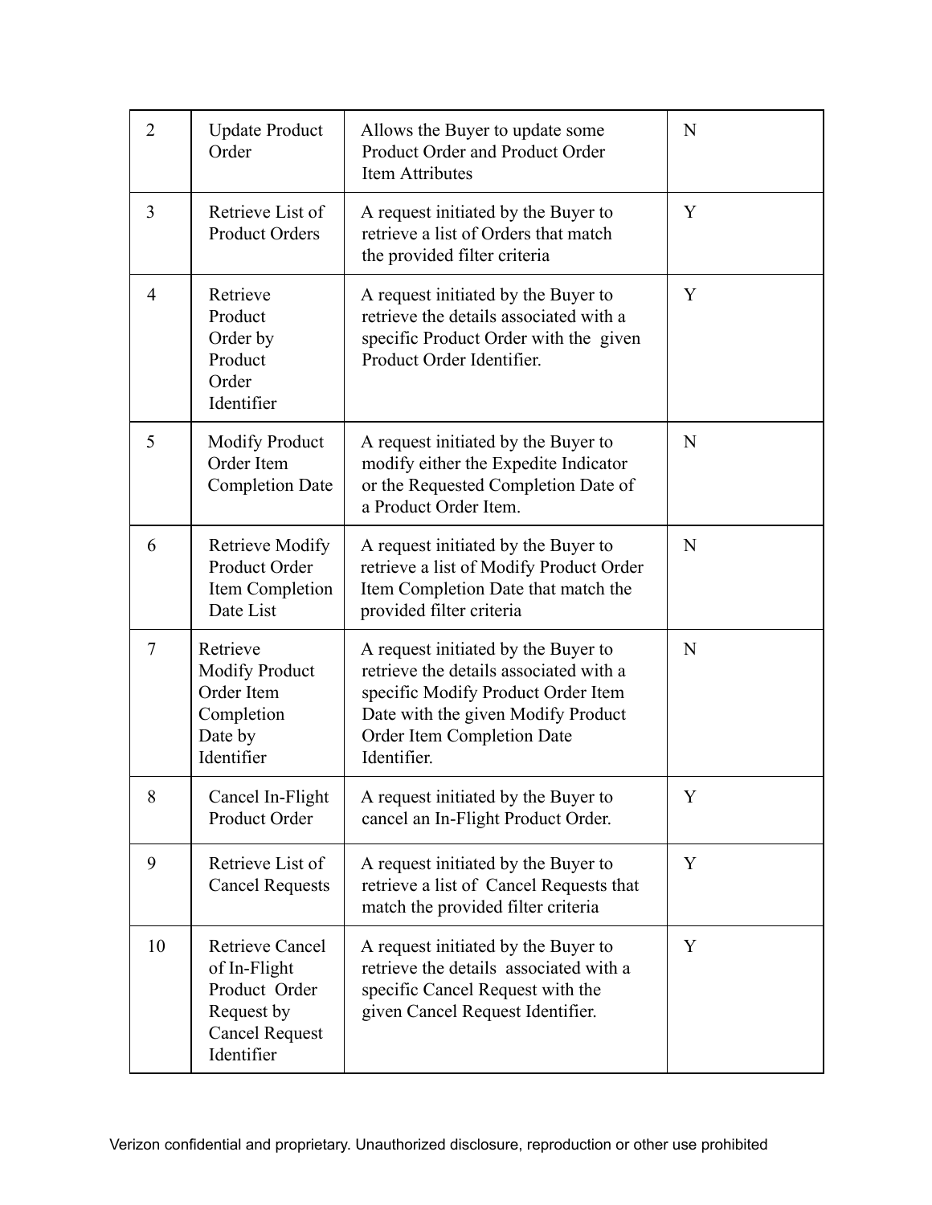| 2 | Update Product Order | Allows the Buyer to update some Product Order and Product Order Item Attributes | N |
|---|---|---|---|
| 3 | Retrieve List of Product Orders | A request initiated by the Buyer to retrieve a list of Orders that match the provided filter criteria | Y |
| 4 | Retrieve Product Order by Product Order Identifier | A request initiated by the Buyer to retrieve the details associated with a specific Product Order with the given Product Order Identifier. | Y |
| 5 | Modify Product Order Item Completion Date | A request initiated by the Buyer to modify either the Expedite Indicator or the Requested Completion Date of a Product Order Item. | N |
| 6 | Retrieve Modify Product Order Item Completion Date List | A request initiated by the Buyer to retrieve a list of Modify Product Order Item Completion Date that match the provided filter criteria | N |
| 7 | Retrieve Modify Product Order Item Completion Date by Identifier | A request initiated by the Buyer to retrieve the details associated with a specific Modify Product Order Item Date with the given Modify Product Order Item Completion Date Identifier. | N |
| 8 | Cancel In-Flight Product Order | A request initiated by the Buyer to cancel an In-Flight Product Order. | Y |
| 9 | Retrieve List of Cancel Requests | A request initiated by the Buyer to retrieve a list of Cancel Requests that match the provided filter criteria | Y |
| 10 | Retrieve Cancel of In-Flight Product Order Request by Cancel Request Identifier | A request initiated by the Buyer to retrieve the details associated with a specific Cancel Request with the given Cancel Request Identifier. | Y |

Verizon confidential and proprietary. Unauthorized disclosure, reproduction or other use prohibited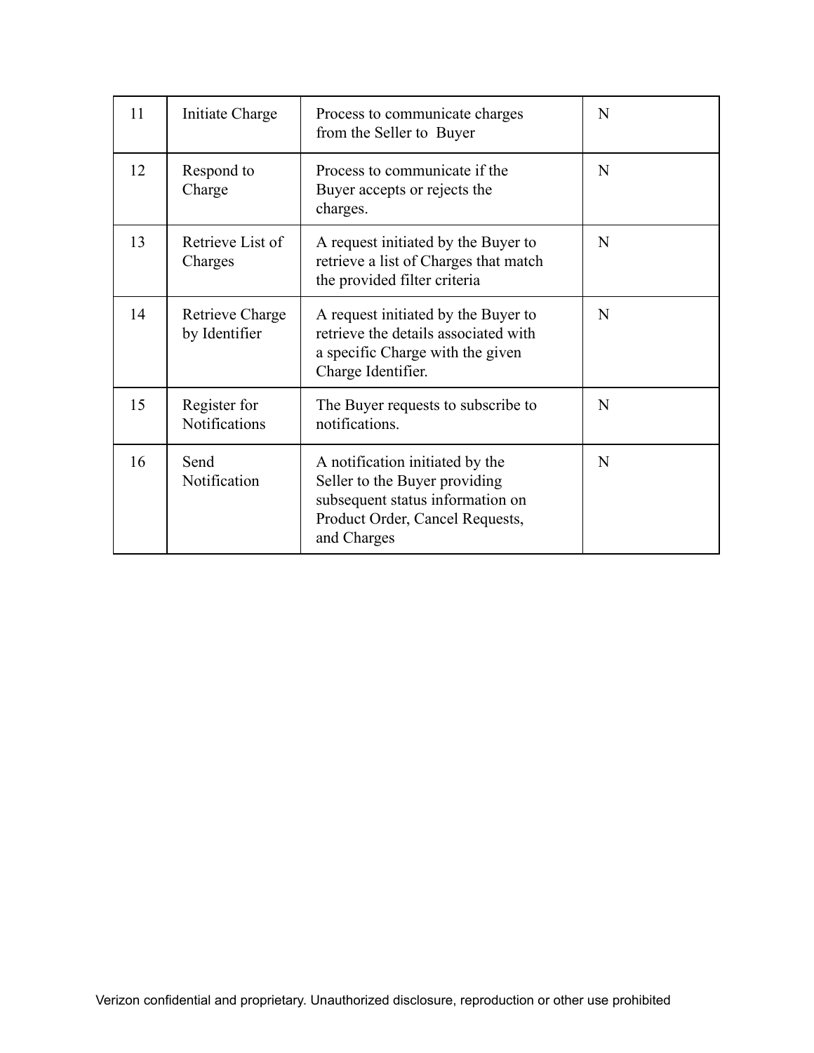| | | | |
|---|---|---|---|
| 11 | Initiate Charge | Process to communicate charges from the Seller to Buyer | N |
| 12 | Respond to Charge | Process to communicate if the Buyer accepts or rejects the charges. | N |
| 13 | Retrieve List of Charges | A request initiated by the Buyer to retrieve a list of Charges that match the provided filter criteria | N |
| 14 | Retrieve Charge by Identifier | A request initiated by the Buyer to retrieve the details associated with a specific Charge with the given Charge Identifier. | N |
| 15 | Register for Notifications | The Buyer requests to subscribe to notifications. | N |
| 16 | Send Notification | A notification initiated by the Seller to the Buyer providing subsequent status information on Product Order, Cancel Requests, and Charges | N |